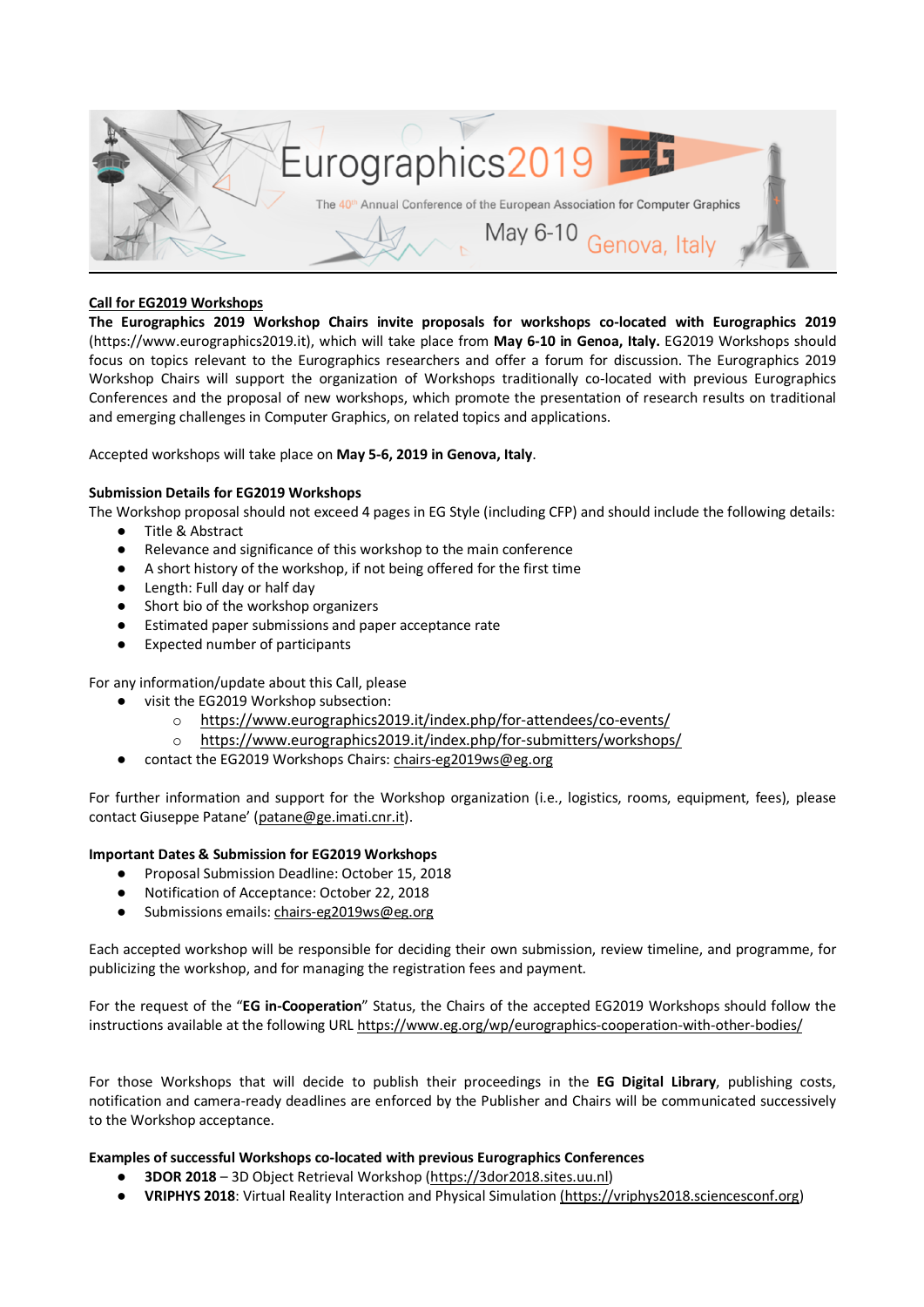Eurographics2019

The 40th Annual Conference of the European Association for Computer Graphics

May 6-10 Genova, Italy

## Call for EG2019 Workshops

**The Eurographics 2019 Workshop Chairs invite proposals for workshops co-located with Eurographics 2019** (https://www.eurographics2019.it), which will take place from **May 6-10 in Genoa, Italy.** EG2019 Workshops should focus on topics relevant to the Eurographics researchers and offer a forum for discussion. The Eurographics 2019 Workshop Chairs will support the organization of Workshops traditionally co-located with previous Eurographics Conferences and the proposal of new workshops, which promote the presentation of research results on traditional and emerging challenges in Computer Graphics, on related topics and applications.

Accepted workshops will take place on **May 5-6, 2019 in Genova, Italy**.

### Submission Details for EG2019 Workshops

The Workshop proposal should not exceed 4 pages in EG Style (including CFP) and should include the following details:

- Title & Abstract
- Relevance and significance of this workshop to the main conference
- A short history of the workshop, if not being offered for the first time
- Length: Full day or half day
- Short bio of the workshop organizers
- Estimated paper submissions and paper acceptance rate
- Expected number of participants

For any information/update about this Call, please

- visit the EG2019 Workshop subsection:
  - https://www.eurographics2019.it/index.php/for-attendees/co-events/
  - https://www.eurographics2019.it/index.php/for-submitters/workshops/
- contact the EG2019 Workshops Chairs: chairs-eg2019ws@eg.org

For further information and support for the Workshop organization (i.e., logistics, rooms, equipment, fees), please contact Giuseppe Patane' (patane@ge.imati.cnr.it).

### Important Dates & Submission for EG2019 Workshops

- Proposal Submission Deadline: October 15, 2018
- Notification of Acceptance: October 22, 2018
- Submissions emails: chairs-eg2019ws@eg.org

Each accepted workshop will be responsible for deciding their own submission, review timeline, and programme, for publicizing the workshop, and for managing the registration fees and payment.

For the request of the "**EG in-Cooperation**" Status, the Chairs of the accepted EG2019 Workshops should follow the instructions available at the following URL https://www.eg.org/wp/eurographics-cooperation-with-other-bodies/

For those Workshops that will decide to publish their proceedings in the **EG Digital Library**, publishing costs, notification and camera-ready deadlines are enforced by the Publisher and Chairs will be communicated successively to the Workshop acceptance.

### Examples of successful Workshops co-located with previous Eurographics Conferences

- **3DOR 2018** – 3D Object Retrieval Workshop (https://3dor2018.sites.uu.nl)
- **VRIPHYS 2018**: Virtual Reality Interaction and Physical Simulation (https://vriphys2018.sciencesconf.org)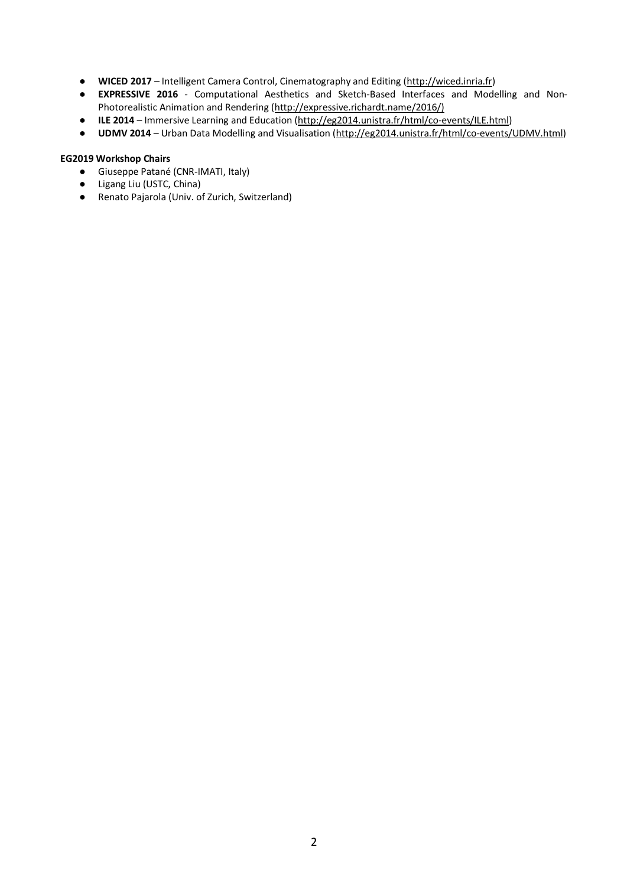- **WICED 2017** – Intelligent Camera Control, Cinematography and Editing (http://wiced.inria.fr)
- **EXPRESSIVE 2016** - Computational Aesthetics and Sketch-Based Interfaces and Modelling and Non-Photorealistic Animation and Rendering (http://expressive.richardt.name/2016/)
- **ILE 2014** – Immersive Learning and Education (http://eg2014.unistra.fr/html/co-events/ILE.html)
- **UDMV 2014** – Urban Data Modelling and Visualisation (http://eg2014.unistra.fr/html/co-events/UDMV.html)

**EG2019 Workshop Chairs**

- Giuseppe Patané (CNR-IMATI, Italy)
- Ligang Liu (USTC, China)
- Renato Pajarola (Univ. of Zurich, Switzerland)